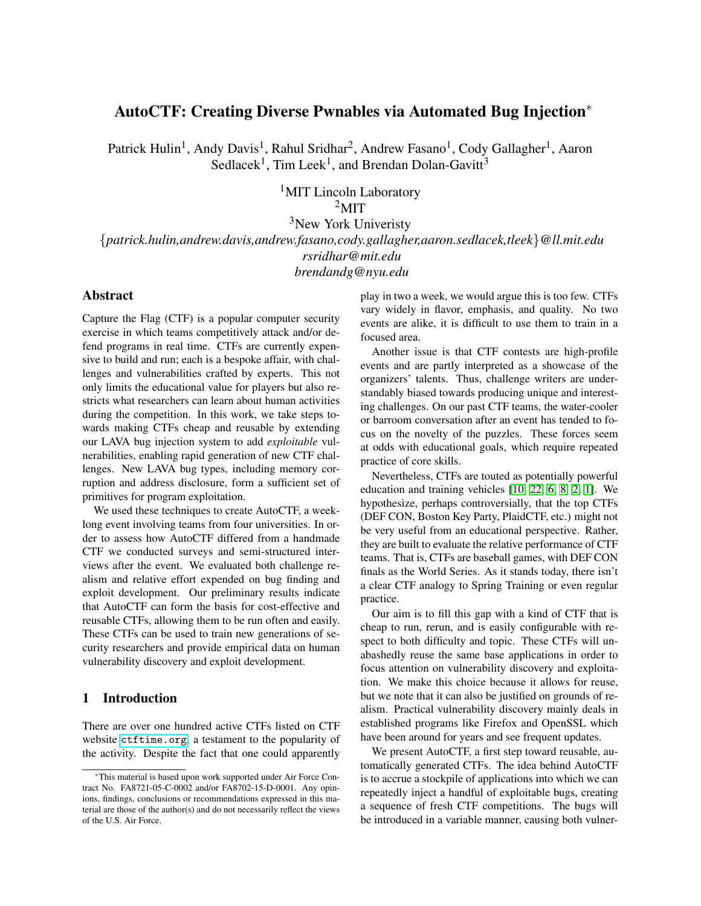# AutoCTF: Creating Diverse Pwnables via Automated Bug Injection*

Patrick Hulin[1], Andy Davis[1], Rahul Sridhar[2], Andrew Fasano[1], Cody Gallagher[1], Aaron Sedlacek[1], Tim Leek[1], and Brendan Dolan-Gavitt[3]

[1]MIT Lincoln Laboratory
[2]MIT
[3]New York Univeristy

{*patrick.hulin,andrew.davis,andrew.fasano,cody.gallagher,aaron.sedlacek,tleek*}*@ll.mit.edu*
*rsridhar@mit.edu*
*brendandg@nyu.edu*

## Abstract

Capture the Flag (CTF) is a popular computer security exercise in which teams competitively attack and/or defend programs in real time. CTFs are currently expensive to build and run; each is a bespoke affair, with challenges and vulnerabilities crafted by experts. This not only limits the educational value for players but also restricts what researchers can learn about human activities during the competition. In this work, we take steps towards making CTFs cheap and reusable by extending our LAVA bug injection system to add *exploitable* vulnerabilities, enabling rapid generation of new CTF challenges. New LAVA bug types, including memory corruption and address disclosure, form a sufficient set of primitives for program exploitation.

We used these techniques to create AutoCTF, a week-long event involving teams from four universities. In order to assess how AutoCTF differed from a handmade CTF we conducted surveys and semi-structured interviews after the event. We evaluated both challenge realism and relative effort expended on bug finding and exploit development. Our preliminary results indicate that AutoCTF can form the basis for cost-effective and reusable CTFs, allowing them to be run often and easily. These CTFs can be used to train new generations of security researchers and provide empirical data on human vulnerability discovery and exploit development.

## 1 Introduction

There are over one hundred active CTFs listed on CTF website `ctftime.org`, a testament to the popularity of the activity. Despite the fact that one could apparently play in two a week, we would argue this is too few. CTFs vary widely in flavor, emphasis, and quality. No two events are alike, it is difficult to use them to train in a focused area.

Another issue is that CTF contests are high-profile events and are partly interpreted as a showcase of the organizers' talents. Thus, challenge writers are understandably biased towards producing unique and interesting challenges. On our past CTF teams, the water-cooler or barroom conversation after an event has tended to focus on the novelty of the puzzles. These forces seem at odds with educational goals, which require repeated practice of core skills.

Nevertheless, CTFs are touted as potentially powerful education and training vehicles [10, 22, 6, 8, 2, 1]. We hypothesize, perhaps controversially, that the top CTFs (DEF CON, Boston Key Party, PlaidCTF, etc.) might not be very useful from an educational perspective. Rather, they are built to evaluate the relative performance of CTF teams. That is, CTFs are baseball games, with DEF CON finals as the World Series. As it stands today, there isn't a clear CTF analogy to Spring Training or even regular practice.

Our aim is to fill this gap with a kind of CTF that is cheap to run, rerun, and is easily configurable with respect to both difficulty and topic. These CTFs will unabashedly reuse the same base applications in order to focus attention on vulnerability discovery and exploitation. We make this choice because it allows for reuse, but we note that it can also be justified on grounds of realism. Practical vulnerability discovery mainly deals in established programs like Firefox and OpenSSL which have been around for years and see frequent updates.

We present AutoCTF, a first step toward reusable, automatically generated CTFs. The idea behind AutoCTF is to accrue a stockpile of applications into which we can repeatedly inject a handful of exploitable bugs, creating a sequence of fresh CTF competitions. The bugs will be introduced in a variable manner, causing both vulner-

*This material is based upon work supported under Air Force Contract No. FA8721-05-C-0002 and/or FA8702-15-D-0001. Any opinions, findings, conclusions or recommendations expressed in this material are those of the author(s) and do not necessarily reflect the views of the U.S. Air Force.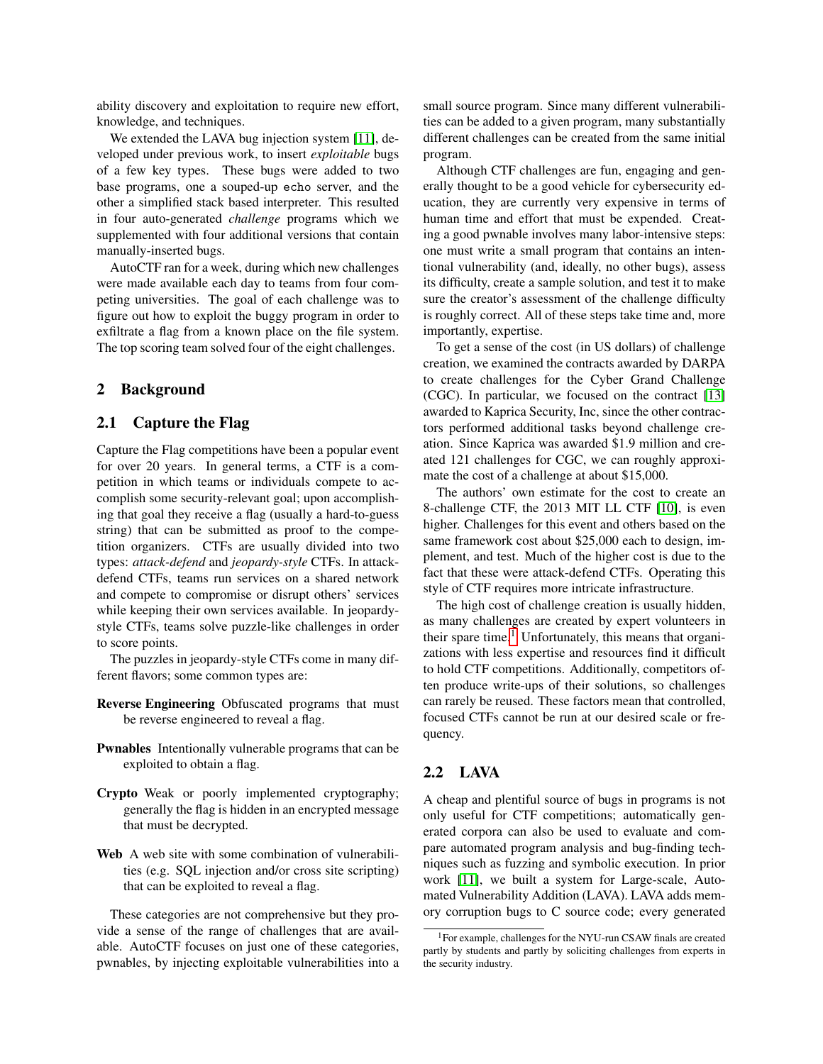ability discovery and exploitation to require new effort, knowledge, and techniques.

We extended the LAVA bug injection system [11], developed under previous work, to insert *exploitable* bugs of a few key types. These bugs were added to two base programs, one a souped-up `echo` server, and the other a simplified stack based interpreter. This resulted in four auto-generated *challenge* programs which we supplemented with four additional versions that contain manually-inserted bugs.

AutoCTF ran for a week, during which new challenges were made available each day to teams from four competing universities. The goal of each challenge was to figure out how to exploit the buggy program in order to exfiltrate a flag from a known place on the file system. The top scoring team solved four of the eight challenges.

## 2 Background

### 2.1 Capture the Flag

Capture the Flag competitions have been a popular event for over 20 years. In general terms, a CTF is a competition in which teams or individuals compete to accomplish some security-relevant goal; upon accomplishing that goal they receive a flag (usually a hard-to-guess string) that can be submitted as proof to the competition organizers. CTFs are usually divided into two types: *attack-defend* and *jeopardy-style* CTFs. In attack-defend CTFs, teams run services on a shared network and compete to compromise or disrupt others' services while keeping their own services available. In jeopardy-style CTFs, teams solve puzzle-like challenges in order to score points.

The puzzles in jeopardy-style CTFs come in many different flavors; some common types are:

**Reverse Engineering** Obfuscated programs that must be reverse engineered to reveal a flag.

**Pwnables** Intentionally vulnerable programs that can be exploited to obtain a flag.

**Crypto** Weak or poorly implemented cryptography; generally the flag is hidden in an encrypted message that must be decrypted.

**Web** A web site with some combination of vulnerabilities (e.g. SQL injection and/or cross site scripting) that can be exploited to reveal a flag.

These categories are not comprehensive but they provide a sense of the range of challenges that are available. AutoCTF focuses on just one of these categories, pwnables, by injecting exploitable vulnerabilities into a small source program. Since many different vulnerabilities can be added to a given program, many substantially different challenges can be created from the same initial program.

Although CTF challenges are fun, engaging and generally thought to be a good vehicle for cybersecurity education, they are currently very expensive in terms of human time and effort that must be expended. Creating a good pwnable involves many labor-intensive steps: one must write a small program that contains an intentional vulnerability (and, ideally, no other bugs), assess its difficulty, create a sample solution, and test it to make sure the creator's assessment of the challenge difficulty is roughly correct. All of these steps take time and, more importantly, expertise.

To get a sense of the cost (in US dollars) of challenge creation, we examined the contracts awarded by DARPA to create challenges for the Cyber Grand Challenge (CGC). In particular, we focused on the contract [13] awarded to Kaprica Security, Inc, since the other contractors performed additional tasks beyond challenge creation. Since Kaprica was awarded $1.9 million and created 121 challenges for CGC, we can roughly approximate the cost of a challenge at about $15,000.

The authors' own estimate for the cost to create an 8-challenge CTF, the 2013 MIT LL CTF [10], is even higher. Challenges for this event and others based on the same framework cost about $25,000 each to design, implement, and test. Much of the higher cost is due to the fact that these were attack-defend CTFs. Operating this style of CTF requires more intricate infrastructure.

The high cost of challenge creation is usually hidden, as many challenges are created by expert volunteers in their spare time.[1] Unfortunately, this means that organizations with less expertise and resources find it difficult to hold CTF competitions. Additionally, competitors often produce write-ups of their solutions, so challenges can rarely be reused. These factors mean that controlled, focused CTFs cannot be run at our desired scale or frequency.

### 2.2 LAVA

A cheap and plentiful source of bugs in programs is not only useful for CTF competitions; automatically generated corpora can also be used to evaluate and compare automated program analysis and bug-finding techniques such as fuzzing and symbolic execution. In prior work [11], we built a system for Large-scale, Automated Vulnerability Addition (LAVA). LAVA adds memory corruption bugs to C source code; every generated

[1] For example, challenges for the NYU-run CSAW finals are created partly by students and partly by soliciting challenges from experts in the security industry.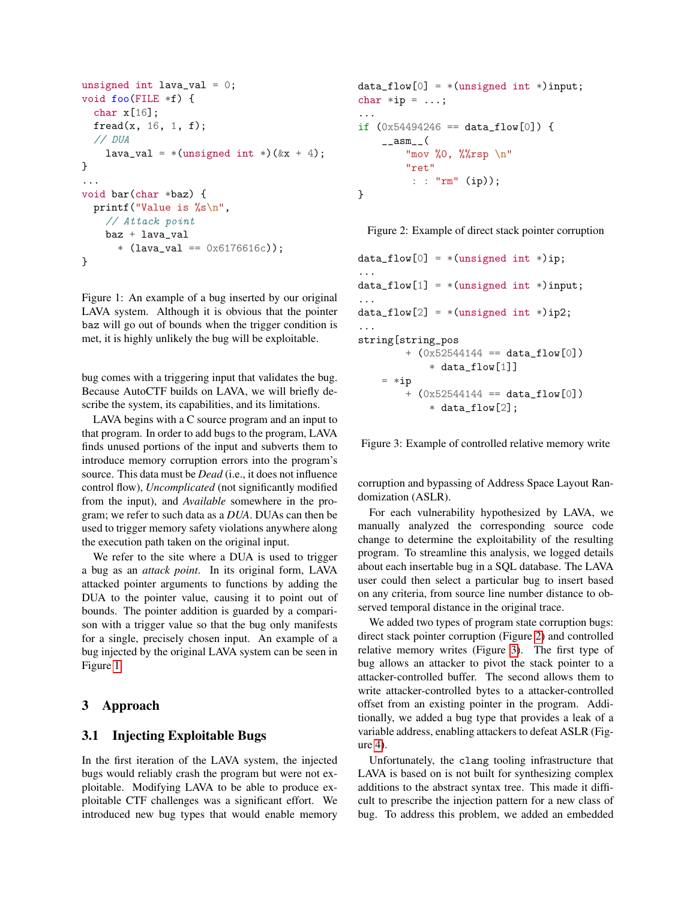```
unsigned int lava_val = 0;
void foo(FILE *f) {
  char x[16];
  fread(x, 16, 1, f);
  // DUA
    lava_val = *(unsigned int *)(&x + 4);
}
...
void bar(char *baz) {
  printf("Value is %s\n",
    // Attack point
    baz + lava_val
      * (lava_val == 0x6176616c));
}
```

Figure 1: An example of a bug inserted by our original LAVA system. Although it is obvious that the pointer baz will go out of bounds when the trigger condition is met, it is highly unlikely the bug will be exploitable.

bug comes with a triggering input that validates the bug. Because AutoCTF builds on LAVA, we will briefly describe the system, its capabilities, and its limitations.

LAVA begins with a C source program and an input to that program. In order to add bugs to the program, LAVA finds unused portions of the input and subverts them to introduce memory corruption errors into the program's source. This data must be *Dead* (i.e., it does not influence control flow), *Uncomplicated* (not significantly modified from the input), and *Available* somewhere in the program; we refer to such data as a *DUA*. DUAs can then be used to trigger memory safety violations anywhere along the execution path taken on the original input.

We refer to the site where a DUA is used to trigger a bug as an *attack point*. In its original form, LAVA attacked pointer arguments to functions by adding the DUA to the pointer value, causing it to point out of bounds. The pointer addition is guarded by a comparison with a trigger value so that the bug only manifests for a single, precisely chosen input. An example of a bug injected by the original LAVA system can be seen in Figure 1.

## 3 Approach

### 3.1 Injecting Exploitable Bugs

In the first iteration of the LAVA system, the injected bugs would reliably crash the program but were not exploitable. Modifying LAVA to be able to produce exploitable CTF challenges was a significant effort. We introduced new bug types that would enable memory

```
data_flow[0] = *(unsigned int *)input;
char *ip = ...;
...
if (0x54494246 == data_flow[0]) {
    __asm__(
        "mov %0, %%rsp \n"
        "ret"
         : : "rm" (ip));
}
```

Figure 2: Example of direct stack pointer corruption

```
data_flow[0] = *(unsigned int *)ip;
...
data_flow[1] = *(unsigned int *)input;
...
data_flow[2] = *(unsigned int *)ip2;
...
string[string_pos
        + (0x52544144 == data_flow[0])
            * data_flow[1]]
    = *ip
        + (0x52544144 == data_flow[0])
            * data_flow[2];
```

Figure 3: Example of controlled relative memory write

corruption and bypassing of Address Space Layout Randomization (ASLR).

For each vulnerability hypothesized by LAVA, we manually analyzed the corresponding source code change to determine the exploitability of the resulting program. To streamline this analysis, we logged details about each insertable bug in a SQL database. The LAVA user could then select a particular bug to insert based on any criteria, from source line number distance to observed temporal distance in the original trace.

We added two types of program state corruption bugs: direct stack pointer corruption (Figure 2) and controlled relative memory writes (Figure 3). The first type of bug allows an attacker to pivot the stack pointer to a attacker-controlled buffer. The second allows them to write attacker-controlled bytes to a attacker-controlled offset from an existing pointer in the program. Additionally, we added a bug type that provides a leak of a variable address, enabling attackers to defeat ASLR (Figure 4).

Unfortunately, the clang tooling infrastructure that LAVA is based on is not built for synthesizing complex additions to the abstract syntax tree. This made it difficult to prescribe the injection pattern for a new class of bug. To address this problem, we added an embedded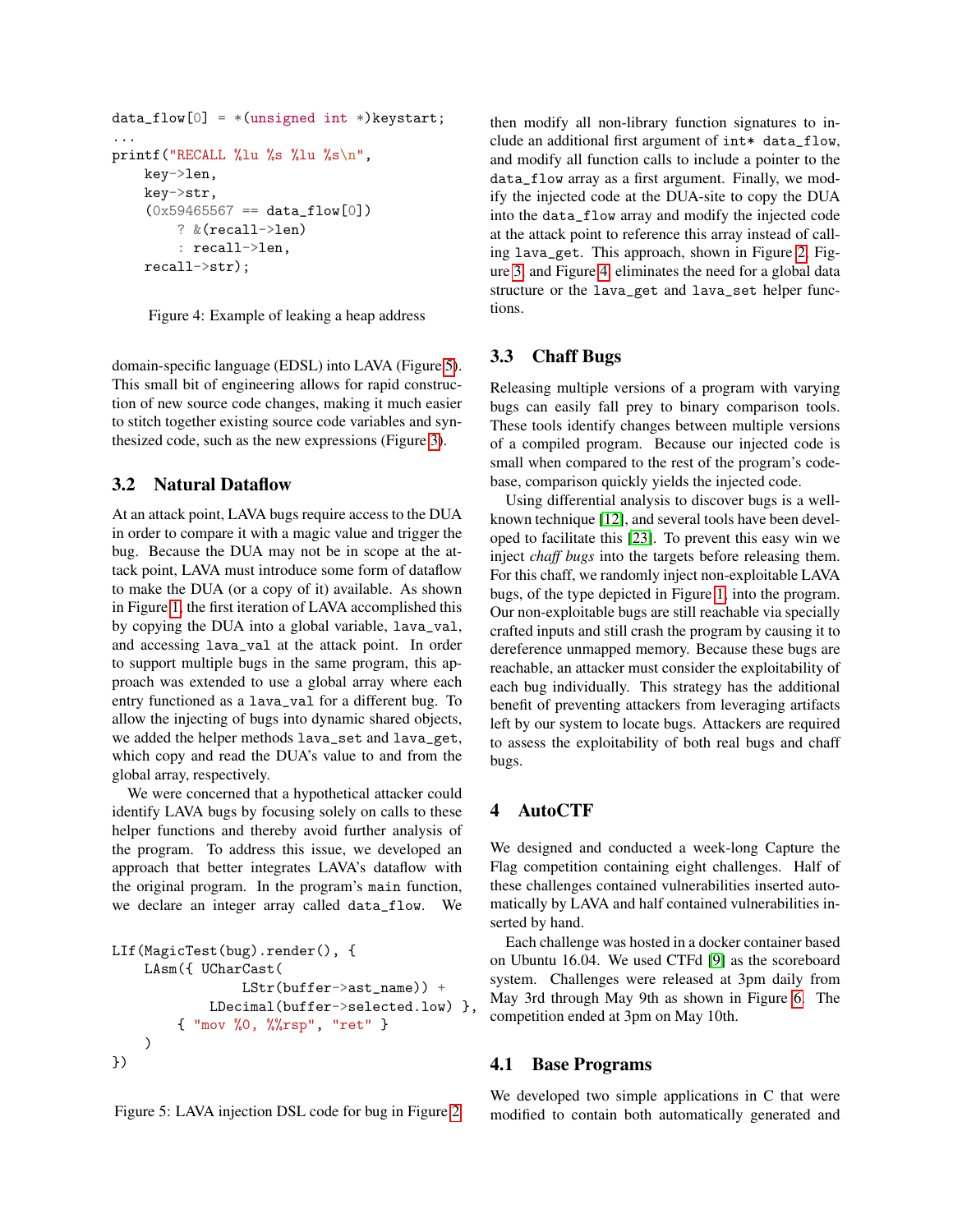```
data_flow[0] = *(unsigned int *)keystart;
...
printf("RECALL %lu %s %lu %s\n",
    key->len,
    key->str,
    (0x59465567 == data_flow[0])
        ? &(recall->len)
        : recall->len,
    recall->str);
```

Figure 4: Example of leaking a heap address

domain-specific language (EDSL) into LAVA (Figure 5). This small bit of engineering allows for rapid construction of new source code changes, making it much easier to stitch together existing source code variables and synthesized code, such as the new expressions (Figure 3).

### 3.2 Natural Dataflow

At an attack point, LAVA bugs require access to the DUA in order to compare it with a magic value and trigger the bug. Because the DUA may not be in scope at the attack point, LAVA must introduce some form of dataflow to make the DUA (or a copy of it) available. As shown in Figure 1, the first iteration of LAVA accomplished this by copying the DUA into a global variable, `lava_val`, and accessing `lava_val` at the attack point. In order to support multiple bugs in the same program, this approach was extended to use a global array where each entry functioned as a `lava_val` for a different bug. To allow the injecting of bugs into dynamic shared objects, we added the helper methods `lava_set` and `lava_get`, which copy and read the DUA's value to and from the global array, respectively.

We were concerned that a hypothetical attacker could identify LAVA bugs by focusing solely on calls to these helper functions and thereby avoid further analysis of the program. To address this issue, we developed an approach that better integrates LAVA's dataflow with the original program. In the program's `main` function, we declare an integer array called `data_flow`. We then modify all non-library function signatures to include an additional first argument of `int* data_flow`, and modify all function calls to include a pointer to the `data_flow` array as a first argument. Finally, we modify the injected code at the DUA-site to copy the DUA into the `data_flow` array and modify the injected code at the attack point to reference this array instead of calling `lava_get`. This approach, shown in Figure 2, Figure 3, and Figure 4 eliminates the need for a global data structure or the `lava_get` and `lava_set` helper functions.

```
LIf(MagicTest(bug).render(), {
    LAsm({ UCharCast(
                LStr(buffer->ast_name)) +
            LDecimal(buffer->selected.low) },
        { "mov %0, %%rsp", "ret" }
    )
})
```

Figure 5: LAVA injection DSL code for bug in Figure 2

### 3.3 Chaff Bugs

Releasing multiple versions of a program with varying bugs can easily fall prey to binary comparison tools. These tools identify changes between multiple versions of a compiled program. Because our injected code is small when compared to the rest of the program's codebase, comparison quickly yields the injected code.

Using differential analysis to discover bugs is a well-known technique [12], and several tools have been developed to facilitate this [23]. To prevent this easy win we inject *chaff bugs* into the targets before releasing them. For this chaff, we randomly inject non-exploitable LAVA bugs, of the type depicted in Figure 1, into the program. Our non-exploitable bugs are still reachable via specially crafted inputs and still crash the program by causing it to dereference unmapped memory. Because these bugs are reachable, an attacker must consider the exploitability of each bug individually. This strategy has the additional benefit of preventing attackers from leveraging artifacts left by our system to locate bugs. Attackers are required to assess the exploitability of both real bugs and chaff bugs.

## 4 AutoCTF

We designed and conducted a week-long Capture the Flag competition containing eight challenges. Half of these challenges contained vulnerabilities inserted automatically by LAVA and half contained vulnerabilities inserted by hand.

Each challenge was hosted in a docker container based on Ubuntu 16.04. We used CTFd [9] as the scoreboard system. Challenges were released at 3pm daily from May 3rd through May 9th as shown in Figure 6. The competition ended at 3pm on May 10th.

### 4.1 Base Programs

We developed two simple applications in C that were modified to contain both automatically generated and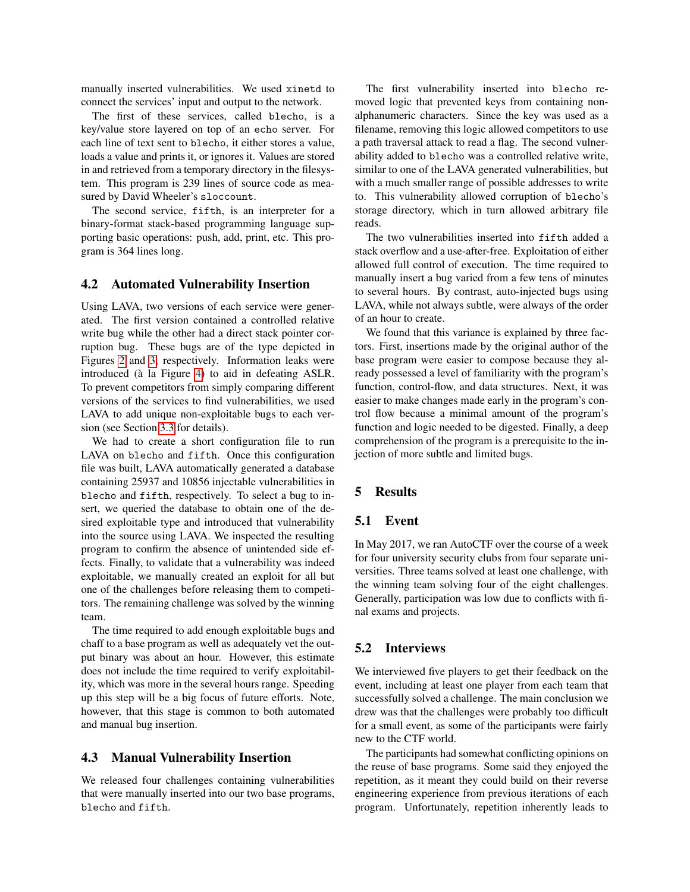manually inserted vulnerabilities. We used `xinetd` to connect the services' input and output to the network.

The first of these services, called `blecho`, is a key/value store layered on top of an `echo` server. For each line of text sent to `blecho`, it either stores a value, loads a value and prints it, or ignores it. Values are stored in and retrieved from a temporary directory in the filesystem. This program is 239 lines of source code as measured by David Wheeler's `sloccount`.

The second service, `fifth`, is an interpreter for a binary-format stack-based programming language supporting basic operations: push, add, print, etc. This program is 364 lines long.

### 4.2 Automated Vulnerability Insertion

Using LAVA, two versions of each service were generated. The first version contained a controlled relative write bug while the other had a direct stack pointer corruption bug. These bugs are of the type depicted in Figures 2 and 3, respectively. Information leaks were introduced (à la Figure 4) to aid in defeating ASLR. To prevent competitors from simply comparing different versions of the services to find vulnerabilities, we used LAVA to add unique non-exploitable bugs to each version (see Section 3.3 for details).

We had to create a short configuration file to run LAVA on `blecho` and `fifth`. Once this configuration file was built, LAVA automatically generated a database containing 25937 and 10856 injectable vulnerabilities in `blecho` and `fifth`, respectively. To select a bug to insert, we queried the database to obtain one of the desired exploitable type and introduced that vulnerability into the source using LAVA. We inspected the resulting program to confirm the absence of unintended side effects. Finally, to validate that a vulnerability was indeed exploitable, we manually created an exploit for all but one of the challenges before releasing them to competitors. The remaining challenge was solved by the winning team.

The time required to add enough exploitable bugs and chaff to a base program as well as adequately vet the output binary was about an hour. However, this estimate does not include the time required to verify exploitability, which was more in the several hours range. Speeding up this step will be a big focus of future efforts. Note, however, that this stage is common to both automated and manual bug insertion.

### 4.3 Manual Vulnerability Insertion

We released four challenges containing vulnerabilities that were manually inserted into our two base programs, `blecho` and `fifth`.

The first vulnerability inserted into `blecho` removed logic that prevented keys from containing non-alphanumeric characters. Since the key was used as a filename, removing this logic allowed competitors to use a path traversal attack to read a flag. The second vulnerability added to `blecho` was a controlled relative write, similar to one of the LAVA generated vulnerabilities, but with a much smaller range of possible addresses to write to. This vulnerability allowed corruption of `blecho`'s storage directory, which in turn allowed arbitrary file reads.

The two vulnerabilities inserted into `fifth` added a stack overflow and a use-after-free. Exploitation of either allowed full control of execution. The time required to manually insert a bug varied from a few tens of minutes to several hours. By contrast, auto-injected bugs using LAVA, while not always subtle, were always of the order of an hour to create.

We found that this variance is explained by three factors. First, insertions made by the original author of the base program were easier to compose because they already possessed a level of familiarity with the program's function, control-flow, and data structures. Next, it was easier to make changes made early in the program's control flow because a minimal amount of the program's function and logic needed to be digested. Finally, a deep comprehension of the program is a prerequisite to the injection of more subtle and limited bugs.

## 5 Results

### 5.1 Event

In May 2017, we ran AutoCTF over the course of a week for four university security clubs from four separate universities. Three teams solved at least one challenge, with the winning team solving four of the eight challenges. Generally, participation was low due to conflicts with final exams and projects.

### 5.2 Interviews

We interviewed five players to get their feedback on the event, including at least one player from each team that successfully solved a challenge. The main conclusion we drew was that the challenges were probably too difficult for a small event, as some of the participants were fairly new to the CTF world.

The participants had somewhat conflicting opinions on the reuse of base programs. Some said they enjoyed the repetition, as it meant they could build on their reverse engineering experience from previous iterations of each program. Unfortunately, repetition inherently leads to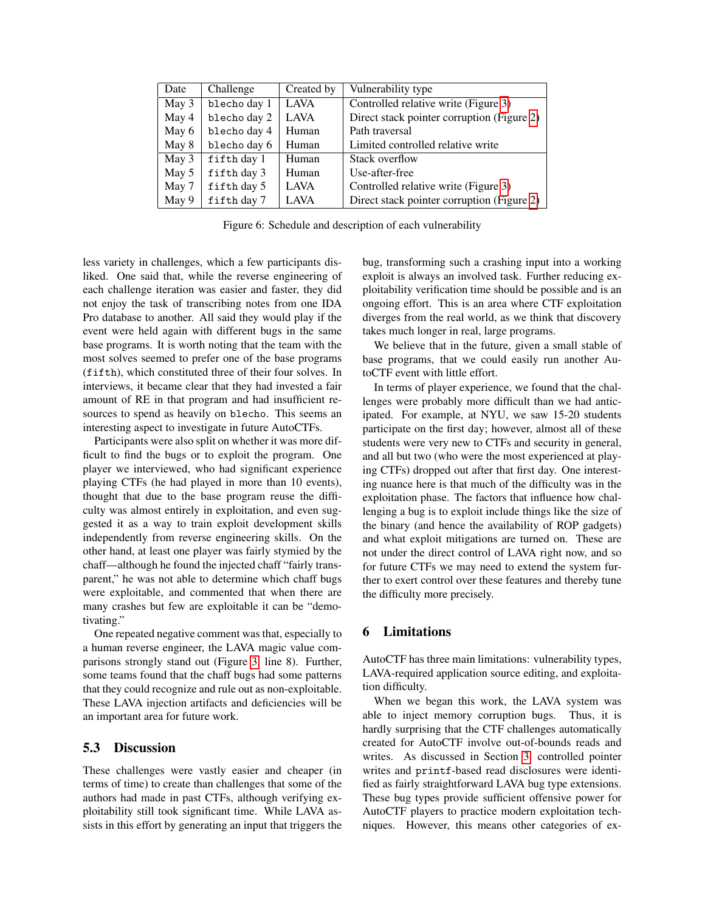| Date | Challenge | Created by | Vulnerability type |
|---|---|---|---|
| May 3 | `blecho day 1` | LAVA | Controlled relative write (Figure 3) |
| May 4 | `blecho day 2` | LAVA | Direct stack pointer corruption (Figure 2) |
| May 6 | `blecho day 4` | Human | Path traversal |
| May 8 | `blecho day 6` | Human | Limited controlled relative write |
| May 3 | `fifth day 1` | Human | Stack overflow |
| May 5 | `fifth day 3` | Human | Use-after-free |
| May 7 | `fifth day 5` | LAVA | Controlled relative write (Figure 3) |
| May 9 | `fifth day 7` | LAVA | Direct stack pointer corruption (Figure 2) |

Figure 6: Schedule and description of each vulnerability

less variety in challenges, which a few participants disliked. One said that, while the reverse engineering of each challenge iteration was easier and faster, they did not enjoy the task of transcribing notes from one IDA Pro database to another. All said they would play if the event were held again with different bugs in the same base programs. It is worth noting that the team with the most solves seemed to prefer one of the base programs (`fifth`), which constituted three of their four solves. In interviews, it became clear that they had invested a fair amount of RE in that program and had insufficient resources to spend as heavily on `blecho`. This seems an interesting aspect to investigate in future AutoCTFs.

Participants were also split on whether it was more difficult to find the bugs or to exploit the program. One player we interviewed, who had significant experience playing CTFs (he had played in more than 10 events), thought that due to the base program reuse the difficulty was almost entirely in exploitation, and even suggested it as a way to train exploit development skills independently from reverse engineering skills. On the other hand, at least one player was fairly stymied by the chaff—although he found the injected chaff "fairly transparent," he was not able to determine which chaff bugs were exploitable, and commented that when there are many crashes but few are exploitable it can be "demotivating."

One repeated negative comment was that, especially to a human reverse engineer, the LAVA magic value comparisons strongly stand out (Figure 3, line 8). Further, some teams found that the chaff bugs had some patterns that they could recognize and rule out as non-exploitable. These LAVA injection artifacts and deficiencies will be an important area for future work.

## 5.3 Discussion

These challenges were vastly easier and cheaper (in terms of time) to create than challenges that some of the authors had made in past CTFs, although verifying exploitability still took significant time. While LAVA assists in this effort by generating an input that triggers the bug, transforming such a crashing input into a working exploit is always an involved task. Further reducing exploitability verification time should be possible and is an ongoing effort. This is an area where CTF exploitation diverges from the real world, as we think that discovery takes much longer in real, large programs.

We believe that in the future, given a small stable of base programs, that we could easily run another AutoCTF event with little effort.

In terms of player experience, we found that the challenges were probably more difficult than we had anticipated. For example, at NYU, we saw 15-20 students participate on the first day; however, almost all of these students were very new to CTFs and security in general, and all but two (who were the most experienced at playing CTFs) dropped out after that first day. One interesting nuance here is that much of the difficulty was in the exploitation phase. The factors that influence how challenging a bug is to exploit include things like the size of the binary (and hence the availability of ROP gadgets) and what exploit mitigations are turned on. These are not under the direct control of LAVA right now, and so for future CTFs we may need to extend the system further to exert control over these features and thereby tune the difficulty more precisely.

# 6 Limitations

AutoCTF has three main limitations: vulnerability types, LAVA-required application source editing, and exploitation difficulty.

When we began this work, the LAVA system was able to inject memory corruption bugs. Thus, it is hardly surprising that the CTF challenges automatically created for AutoCTF involve out-of-bounds reads and writes. As discussed in Section 3, controlled pointer writes and `printf`-based read disclosures were identified as fairly straightforward LAVA bug type extensions. These bug types provide sufficient offensive power for AutoCTF players to practice modern exploitation techniques. However, this means other categories of ex-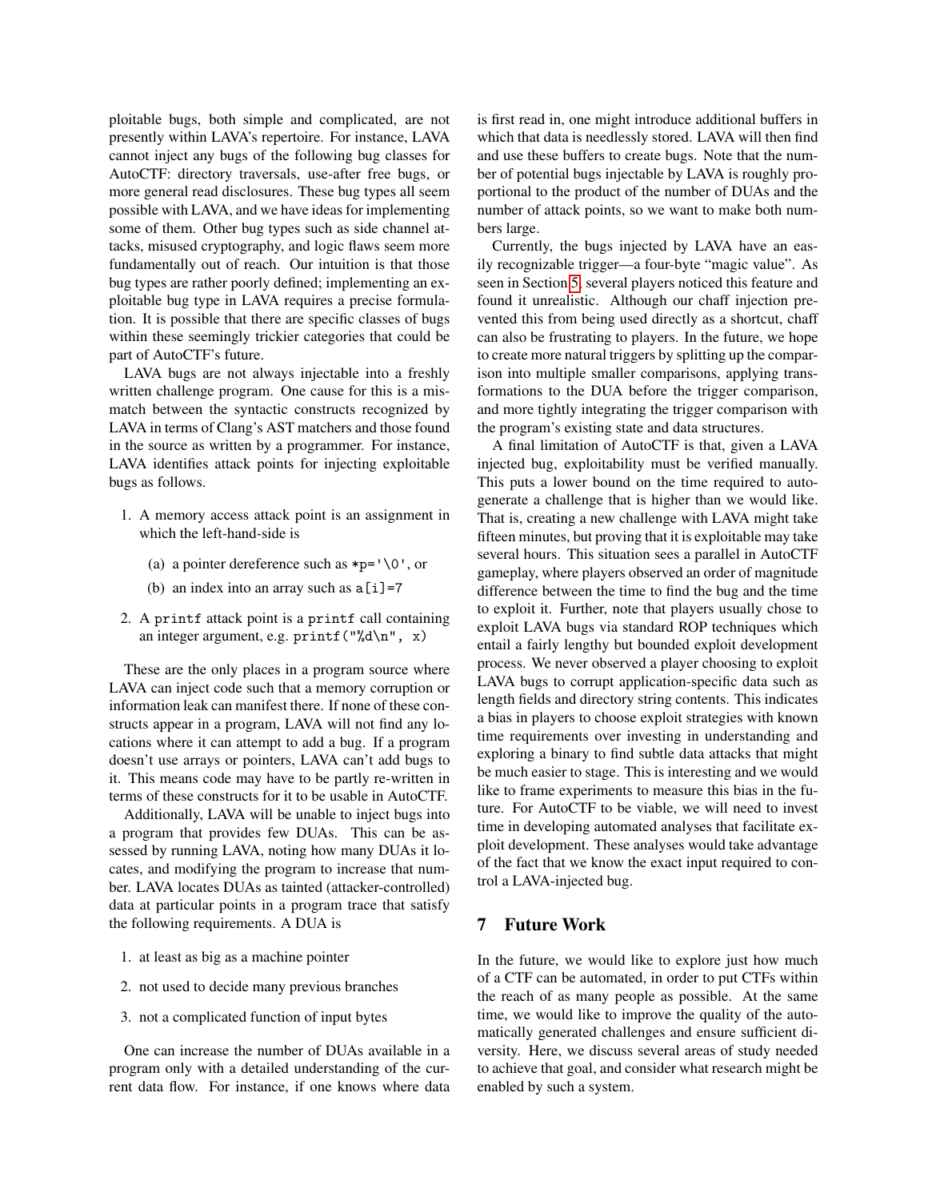ploitable bugs, both simple and complicated, are not presently within LAVA's repertoire. For instance, LAVA cannot inject any bugs of the following bug classes for AutoCTF: directory traversals, use-after free bugs, or more general read disclosures. These bug types all seem possible with LAVA, and we have ideas for implementing some of them. Other bug types such as side channel attacks, misused cryptography, and logic flaws seem more fundamentally out of reach. Our intuition is that those bug types are rather poorly defined; implementing an exploitable bug type in LAVA requires a precise formulation. It is possible that there are specific classes of bugs within these seemingly trickier categories that could be part of AutoCTF's future.

LAVA bugs are not always injectable into a freshly written challenge program. One cause for this is a mismatch between the syntactic constructs recognized by LAVA in terms of Clang's AST matchers and those found in the source as written by a programmer. For instance, LAVA identifies attack points for injecting exploitable bugs as follows.

1. A memory access attack point is an assignment in which the left-hand-side is
   (a) a pointer dereference such as `*p='\0'`, or
   (b) an index into an array such as `a[i]=7`
2. A `printf` attack point is a `printf` call containing an integer argument, e.g. `printf("%d\n", x)`

These are the only places in a program source where LAVA can inject code such that a memory corruption or information leak can manifest there. If none of these constructs appear in a program, LAVA will not find any locations where it can attempt to add a bug. If a program doesn't use arrays or pointers, LAVA can't add bugs to it. This means code may have to be partly re-written in terms of these constructs for it to be usable in AutoCTF.

Additionally, LAVA will be unable to inject bugs into a program that provides few DUAs. This can be assessed by running LAVA, noting how many DUAs it locates, and modifying the program to increase that number. LAVA locates DUAs as tainted (attacker-controlled) data at particular points in a program trace that satisfy the following requirements. A DUA is

1. at least as big as a machine pointer
2. not used to decide many previous branches
3. not a complicated function of input bytes

One can increase the number of DUAs available in a program only with a detailed understanding of the current data flow. For instance, if one knows where data is first read in, one might introduce additional buffers in which that data is needlessly stored. LAVA will then find and use these buffers to create bugs. Note that the number of potential bugs injectable by LAVA is roughly proportional to the product of the number of DUAs and the number of attack points, so we want to make both numbers large.

Currently, the bugs injected by LAVA have an easily recognizable trigger—a four-byte "magic value". As seen in Section 5, several players noticed this feature and found it unrealistic. Although our chaff injection prevented this from being used directly as a shortcut, chaff can also be frustrating to players. In the future, we hope to create more natural triggers by splitting up the comparison into multiple smaller comparisons, applying transformations to the DUA before the trigger comparison, and more tightly integrating the trigger comparison with the program's existing state and data structures.

A final limitation of AutoCTF is that, given a LAVA injected bug, exploitability must be verified manually. This puts a lower bound on the time required to autogenerate a challenge that is higher than we would like. That is, creating a new challenge with LAVA might take fifteen minutes, but proving that it is exploitable may take several hours. This situation sees a parallel in AutoCTF gameplay, where players observed an order of magnitude difference between the time to find the bug and the time to exploit it. Further, note that players usually chose to exploit LAVA bugs via standard ROP techniques which entail a fairly lengthy but bounded exploit development process. We never observed a player choosing to exploit LAVA bugs to corrupt application-specific data such as length fields and directory string contents. This indicates a bias in players to choose exploit strategies with known time requirements over investing in understanding and exploring a binary to find subtle data attacks that might be much easier to stage. This is interesting and we would like to frame experiments to measure this bias in the future. For AutoCTF to be viable, we will need to invest time in developing automated analyses that facilitate exploit development. These analyses would take advantage of the fact that we know the exact input required to control a LAVA-injected bug.

## 7 Future Work

In the future, we would like to explore just how much of a CTF can be automated, in order to put CTFs within the reach of as many people as possible. At the same time, we would like to improve the quality of the automatically generated challenges and ensure sufficient diversity. Here, we discuss several areas of study needed to achieve that goal, and consider what research might be enabled by such a system.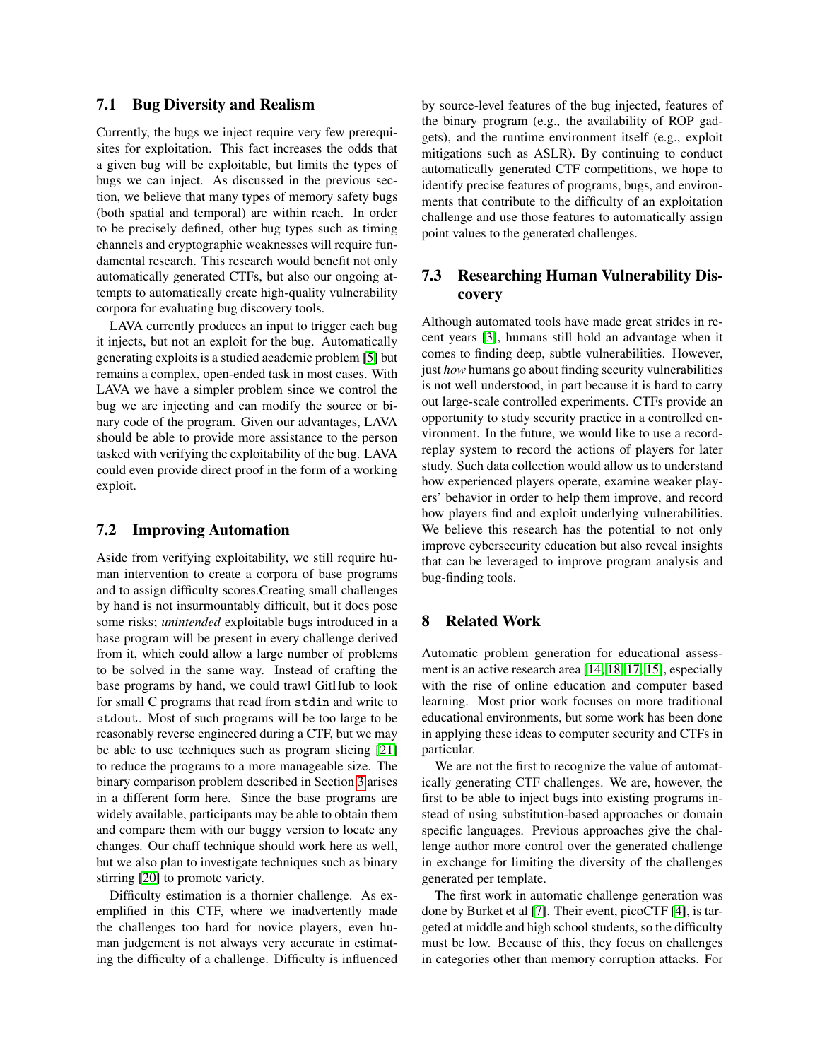### 7.1 Bug Diversity and Realism

Currently, the bugs we inject require very few prerequisites for exploitation. This fact increases the odds that a given bug will be exploitable, but limits the types of bugs we can inject. As discussed in the previous section, we believe that many types of memory safety bugs (both spatial and temporal) are within reach. In order to be precisely defined, other bug types such as timing channels and cryptographic weaknesses will require fundamental research. This research would benefit not only automatically generated CTFs, but also our ongoing attempts to automatically create high-quality vulnerability corpora for evaluating bug discovery tools.

LAVA currently produces an input to trigger each bug it injects, but not an exploit for the bug. Automatically generating exploits is a studied academic problem [5] but remains a complex, open-ended task in most cases. With LAVA we have a simpler problem since we control the bug we are injecting and can modify the source or binary code of the program. Given our advantages, LAVA should be able to provide more assistance to the person tasked with verifying the exploitability of the bug. LAVA could even provide direct proof in the form of a working exploit.

### 7.2 Improving Automation

Aside from verifying exploitability, we still require human intervention to create a corpora of base programs and to assign difficulty scores.Creating small challenges by hand is not insurmountably difficult, but it does pose some risks; *unintended* exploitable bugs introduced in a base program will be present in every challenge derived from it, which could allow a large number of problems to be solved in the same way. Instead of crafting the base programs by hand, we could trawl GitHub to look for small C programs that read from `stdin` and write to `stdout`. Most of such programs will be too large to be reasonably reverse engineered during a CTF, but we may be able to use techniques such as program slicing [21] to reduce the programs to a more manageable size. The binary comparison problem described in Section 3 arises in a different form here. Since the base programs are widely available, participants may be able to obtain them and compare them with our buggy version to locate any changes. Our chaff technique should work here as well, but we also plan to investigate techniques such as binary stirring [20] to promote variety.

Difficulty estimation is a thornier challenge. As exemplified in this CTF, where we inadvertently made the challenges too hard for novice players, even human judgement is not always very accurate in estimating the difficulty of a challenge. Difficulty is influenced by source-level features of the bug injected, features of the binary program (e.g., the availability of ROP gadgets), and the runtime environment itself (e.g., exploit mitigations such as ASLR). By continuing to conduct automatically generated CTF competitions, we hope to identify precise features of programs, bugs, and environments that contribute to the difficulty of an exploitation challenge and use those features to automatically assign point values to the generated challenges.

### 7.3 Researching Human Vulnerability Discovery

Although automated tools have made great strides in recent years [3], humans still hold an advantage when it comes to finding deep, subtle vulnerabilities. However, just *how* humans go about finding security vulnerabilities is not well understood, in part because it is hard to carry out large-scale controlled experiments. CTFs provide an opportunity to study security practice in a controlled environment. In the future, we would like to use a record-replay system to record the actions of players for later study. Such data collection would allow us to understand how experienced players operate, examine weaker players' behavior in order to help them improve, and record how players find and exploit underlying vulnerabilities. We believe this research has the potential to not only improve cybersecurity education but also reveal insights that can be leveraged to improve program analysis and bug-finding tools.

## 8 Related Work

Automatic problem generation for educational assessment is an active research area [14, 18, 17, 15], especially with the rise of online education and computer based learning. Most prior work focuses on more traditional educational environments, but some work has been done in applying these ideas to computer security and CTFs in particular.

We are not the first to recognize the value of automatically generating CTF challenges. We are, however, the first to be able to inject bugs into existing programs instead of using substitution-based approaches or domain specific languages. Previous approaches give the challenge author more control over the generated challenge in exchange for limiting the diversity of the challenges generated per template.

The first work in automatic challenge generation was done by Burket et al [7]. Their event, picoCTF [4], is targeted at middle and high school students, so the difficulty must be low. Because of this, they focus on challenges in categories other than memory corruption attacks. For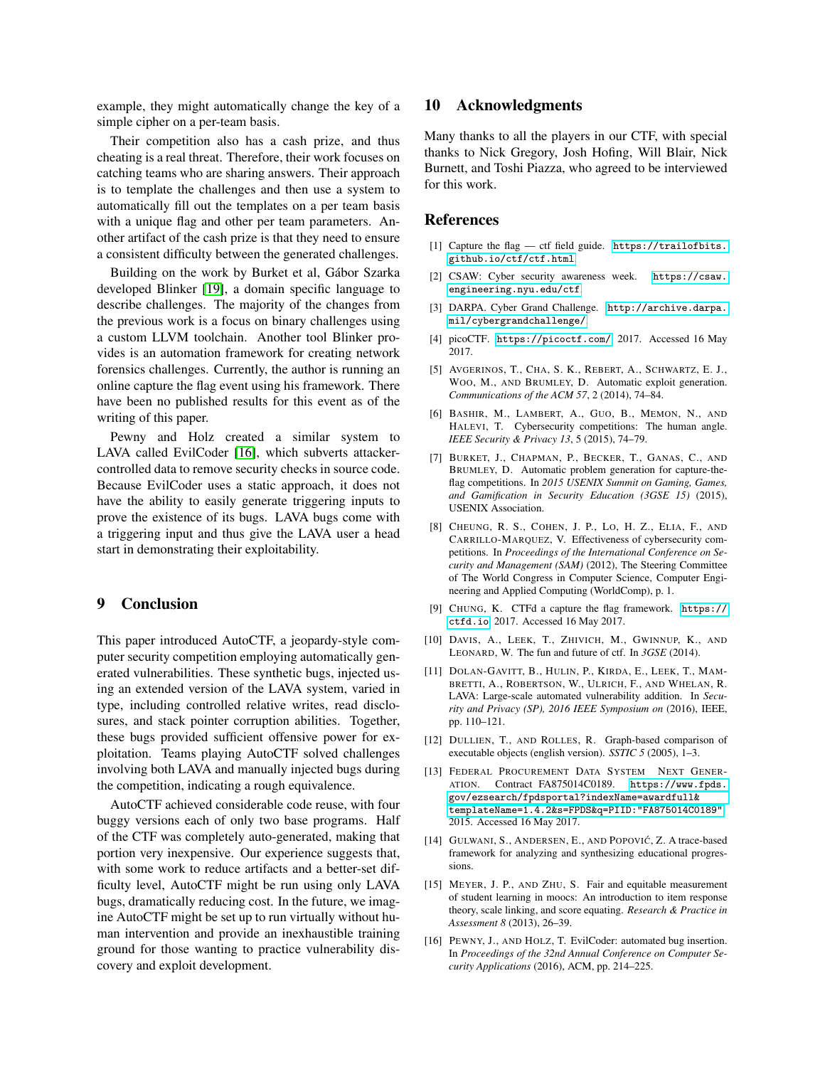example, they might automatically change the key of a simple cipher on a per-team basis.

Their competition also has a cash prize, and thus cheating is a real threat. Therefore, their work focuses on catching teams who are sharing answers. Their approach is to template the challenges and then use a system to automatically fill out the templates on a per team basis with a unique flag and other per team parameters. Another artifact of the cash prize is that they need to ensure a consistent difficulty between the generated challenges.

Building on the work by Burket et al, Gábor Szarka developed Blinker [19], a domain specific language to describe challenges. The majority of the changes from the previous work is a focus on binary challenges using a custom LLVM toolchain. Another tool Blinker provides is an automation framework for creating network forensics challenges. Currently, the author is running an online capture the flag event using his framework. There have been no published results for this event as of the writing of this paper.

Pewny and Holz created a similar system to LAVA called EvilCoder [16], which subverts attacker-controlled data to remove security checks in source code. Because EvilCoder uses a static approach, it does not have the ability to easily generate triggering inputs to prove the existence of its bugs. LAVA bugs come with a triggering input and thus give the LAVA user a head start in demonstrating their exploitability.

## 9 Conclusion

This paper introduced AutoCTF, a jeopardy-style computer security competition employing automatically generated vulnerabilities. These synthetic bugs, injected using an extended version of the LAVA system, varied in type, including controlled relative writes, read disclosures, and stack pointer corruption abilities. Together, these bugs provided sufficient offensive power for exploitation. Teams playing AutoCTF solved challenges involving both LAVA and manually injected bugs during the competition, indicating a rough equivalence.

AutoCTF achieved considerable code reuse, with four buggy versions each of only two base programs. Half of the CTF was completely auto-generated, making that portion very inexpensive. Our experience suggests that, with some work to reduce artifacts and a better-set difficulty level, AutoCTF might be run using only LAVA bugs, dramatically reducing cost. In the future, we imagine AutoCTF might be set up to run virtually without human intervention and provide an inexhaustible training ground for those wanting to practice vulnerability discovery and exploit development.

## 10 Acknowledgments

Many thanks to all the players in our CTF, with special thanks to Nick Gregory, Josh Hofing, Will Blair, Nick Burnett, and Toshi Piazza, who agreed to be interviewed for this work.

## References

[1] Capture the flag — ctf field guide. https://trailofbits.github.io/ctf/ctf.html.

[2] CSAW: Cyber security awareness week. https://csaw.engineering.nyu.edu/ctf.

[3] DARPA. Cyber Grand Challenge. http://archive.darpa.mil/cybergrandchallenge/.

[4] picoCTF. https://picoctf.com/, 2017. Accessed 16 May 2017.

[5] Avgerinos, T., Cha, S. K., Rebert, A., Schwartz, E. J., Woo, M., and Brumley, D. Automatic exploit generation. *Communications of the ACM 57*, 2 (2014), 74–84.

[6] Bashir, M., Lambert, A., Guo, B., Memon, N., and Halevi, T. Cybersecurity competitions: The human angle. *IEEE Security & Privacy 13*, 5 (2015), 74–79.

[7] Burket, J., Chapman, P., Becker, T., Ganas, C., and Brumley, D. Automatic problem generation for capture-the-flag competitions. In *2015 USENIX Summit on Gaming, Games, and Gamification in Security Education (3GSE 15)* (2015), USENIX Association.

[8] Cheung, R. S., Cohen, J. P., Lo, H. Z., Elia, F., and Carrillo-Marquez, V. Effectiveness of cybersecurity competitions. In *Proceedings of the International Conference on Security and Management (SAM)* (2012), The Steering Committee of The World Congress in Computer Science, Computer Engineering and Applied Computing (WorldComp), p. 1.

[9] Chung, K. CTFd a capture the flag framework. https://ctfd.io, 2017. Accessed 16 May 2017.

[10] Davis, A., Leek, T., Zhivich, M., Gwinnup, K., and Leonard, W. The fun and future of ctf. In *3GSE* (2014).

[11] Dolan-Gavitt, B., Hulin, P., Kirda, E., Leek, T., Mambretti, A., Robertson, W., Ulrich, F., and Whelan, R. LAVA: Large-scale automated vulnerability addition. In *Security and Privacy (SP), 2016 IEEE Symposium on* (2016), IEEE, pp. 110–121.

[12] Dullien, T., and Rolles, R. Graph-based comparison of executable objects (english version). *SSTIC 5* (2005), 1–3.

[13] Federal Procurement Data System Next Generation. Contract FA875014C0189. https://www.fpds.gov/ezsearch/fpdsportal?indexName=awardfull&templateName=1.4.2&s=FPDS&q=PIID:"FA875014C0189", 2015. Accessed 16 May 2017.

[14] Gulwani, S., Andersen, E., and Popović, Z. A trace-based framework for analyzing and synthesizing educational progressions.

[15] Meyer, J. P., and Zhu, S. Fair and equitable measurement of student learning in moocs: An introduction to item response theory, scale linking, and score equating. *Research & Practice in Assessment 8* (2013), 26–39.

[16] Pewny, J., and Holz, T. EvilCoder: automated bug insertion. In *Proceedings of the 32nd Annual Conference on Computer Security Applications* (2016), ACM, pp. 214–225.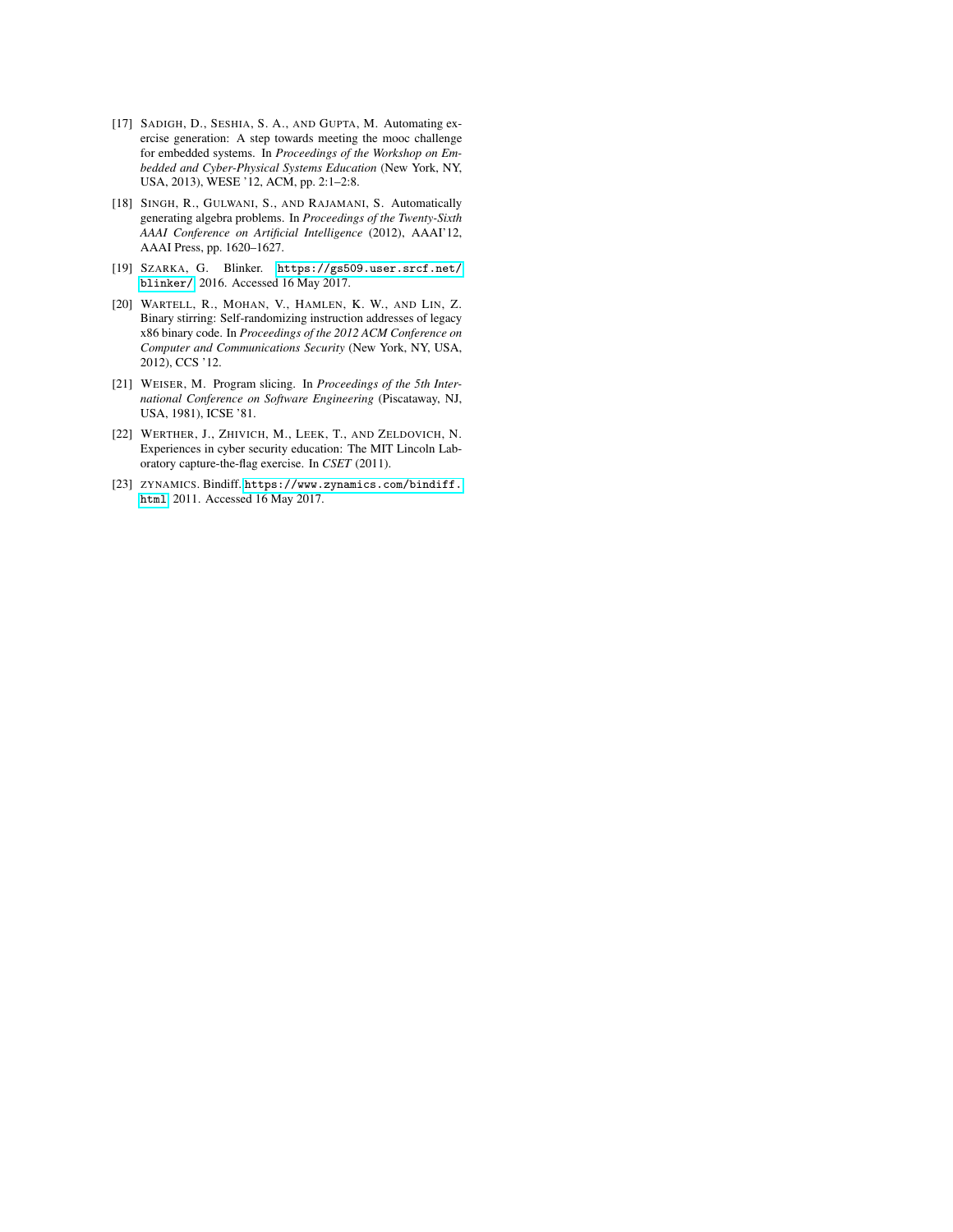[17] Sadigh, D., Seshia, S. A., and Gupta, M. Automating exercise generation: A step towards meeting the mooc challenge for embedded systems. In *Proceedings of the Workshop on Embedded and Cyber-Physical Systems Education* (New York, NY, USA, 2013), WESE '12, ACM, pp. 2:1–2:8.

[18] Singh, R., Gulwani, S., and Rajamani, S. Automatically generating algebra problems. In *Proceedings of the Twenty-Sixth AAAI Conference on Artificial Intelligence* (2012), AAAI'12, AAAI Press, pp. 1620–1627.

[19] Szarka, G. Blinker. `https://gs509.user.srcf.net/blinker/`, 2016. Accessed 16 May 2017.

[20] Wartell, R., Mohan, V., Hamlen, K. W., and Lin, Z. Binary stirring: Self-randomizing instruction addresses of legacy x86 binary code. In *Proceedings of the 2012 ACM Conference on Computer and Communications Security* (New York, NY, USA, 2012), CCS '12.

[21] Weiser, M. Program slicing. In *Proceedings of the 5th International Conference on Software Engineering* (Piscataway, NJ, USA, 1981), ICSE '81.

[22] Werther, J., Zhivich, M., Leek, T., and Zeldovich, N. Experiences in cyber security education: The MIT Lincoln Laboratory capture-the-flag exercise. In *CSET* (2011).

[23] zynamics. Bindiff. `https://www.zynamics.com/bindiff.html`, 2011. Accessed 16 May 2017.